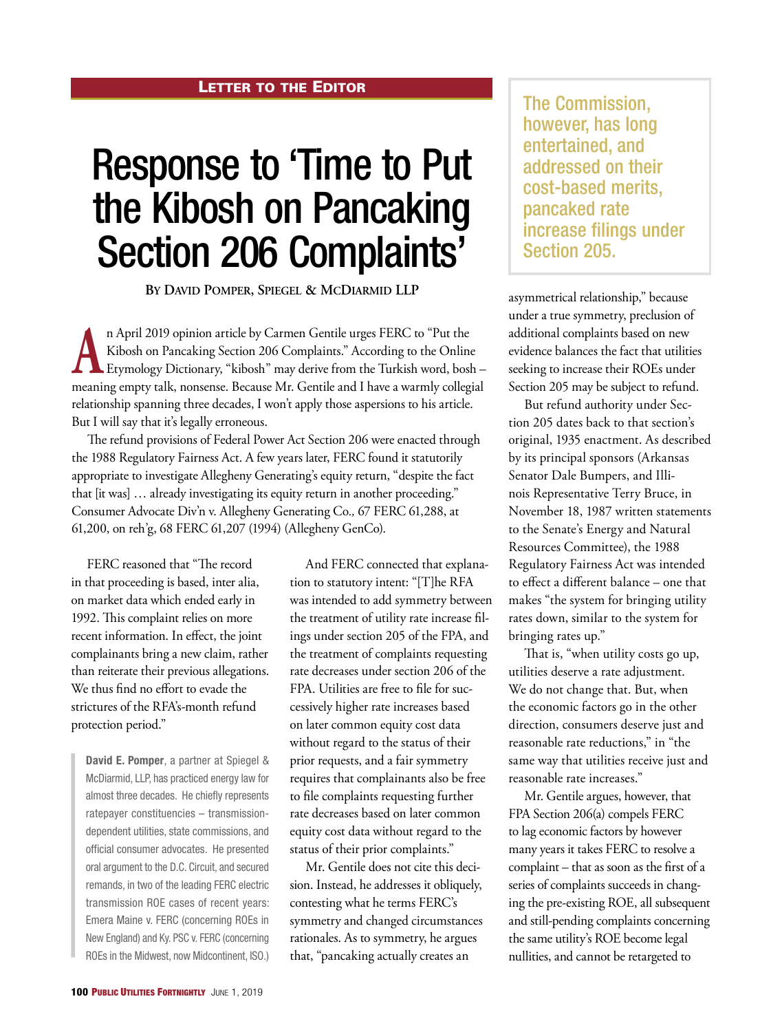**Letter to the Editor**

# Response to 'Time to Put the Kibosh on Pancaking Section 206 Complaints'

**By David Pomper, Spiegel & McDiarmid LLP**

An April 2019 opinion article by Carmen Gentile urges FERC to "Put the Kibosh on Pancaking Section 206 Complaints." According to the Online Etymology Dictionary, "kibosh" may derive from the Turkish word, bosh – meaning empty talk, nonsense. Because Mr. Gentile and I have a warmly collegial relationship spanning three decades, I won't apply those aspersions to his article. But I will say that it's legally erroneous.

The refund provisions of Federal Power Act Section 206 were enacted through the 1988 Regulatory Fairness Act. A few years later, FERC found it statutorily appropriate to investigate Allegheny Generating's equity return, "despite the fact that [it was] … already investigating its equity return in another proceeding." Consumer Advocate Div'n v. Allegheny Generating Co*.,* 67 FERC 61,288, at 61,200, on reh'g, 68 FERC 61,207 (1994) (Allegheny GenCo).

FERC reasoned that "The record in that proceeding is based, inter alia, on market data which ended early in 1992. This complaint relies on more recent information. In effect, the joint complainants bring a new claim, rather than reiterate their previous allegations. We thus find no effort to evade the strictures of the RFA's-month refund protection period."

> **David E. Pomper**, a partner at Spiegel & McDiarmid, LLP, has practiced energy law for almost three decades. He chiefly represents ratepayer constituencies – transmission-dependent utilities, state commissions, and official consumer advocates. He presented oral argument to the D.C. Circuit, and secured remands, in two of the leading FERC electric transmission ROE cases of recent years: Emera Maine v. FERC (concerning ROEs in New England) and Ky. PSC v. FERC (concerning ROEs in the Midwest, now Midcontinent, ISO.)

And FERC connected that explanation to statutory intent: "[T]he RFA was intended to add symmetry between the treatment of utility rate increase filings under section 205 of the FPA, and the treatment of complaints requesting rate decreases under section 206 of the FPA. Utilities are free to file for successively higher rate increases based on later common equity cost data without regard to the status of their prior requests, and a fair symmetry requires that complainants also be free to file complaints requesting further rate decreases based on later common equity cost data without regard to the status of their prior complaints."

Mr. Gentile does not cite this decision. Instead, he addresses it obliquely, contesting what he terms FERC's symmetry and changed circumstances rationales. As to symmetry, he argues that, "pancaking actually creates an asymmetrical relationship," because under a true symmetry, preclusion of additional complaints based on new evidence balances the fact that utilities seeking to increase their ROEs under Section 205 may be subject to refund.

> The Commission, however, has long entertained, and addressed on their cost-based merits, pancaked rate increase filings under Section 205.

But refund authority under Section 205 dates back to that section's original, 1935 enactment. As described by its principal sponsors (Arkansas Senator Dale Bumpers, and Illinois Representative Terry Bruce, in November 18, 1987 written statements to the Senate's Energy and Natural Resources Committee), the 1988 Regulatory Fairness Act was intended to effect a different balance – one that makes "the system for bringing utility rates down, similar to the system for bringing rates up."

That is, "when utility costs go up, utilities deserve a rate adjustment. We do not change that. But, when the economic factors go in the other direction, consumers deserve just and reasonable rate reductions," in "the same way that utilities receive just and reasonable rate increases."

Mr. Gentile argues, however, that FPA Section 206(a) compels FERC to lag economic factors by however many years it takes FERC to resolve a complaint – that as soon as the first of a series of complaints succeeds in changing the pre-existing ROE, all subsequent and still-pending complaints concerning the same utility's ROE become legal nullities, and cannot be retargeted to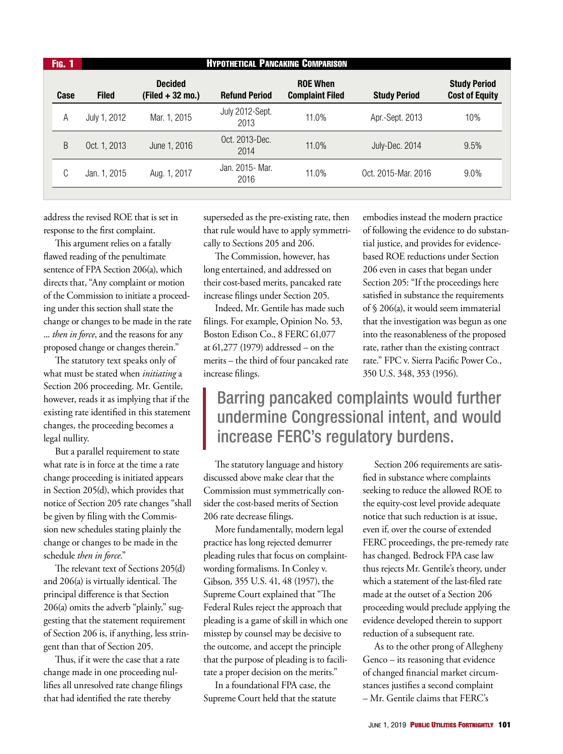**Fig. 1 — Hypothetical Pancaking Comparison**

| Case | Filed | Decided (Filed + 32 mo.) | Refund Period | ROE When Complaint Filed | Study Period | Study Period Cost of Equity |
|---|---|---|---|---|---|---|
| A | July 1, 2012 | Mar. 1, 2015 | July 2012-Sept. 2013 | 11.0% | Apr.-Sept. 2013 | 10% |
| B | Oct. 1, 2013 | June 1, 2016 | Oct. 2013-Dec. 2014 | 11.0% | July-Dec. 2014 | 9.5% |
| C | Jan. 1, 2015 | Aug. 1, 2017 | Jan. 2015- Mar. 2016 | 11.0% | Oct. 2015-Mar. 2016 | 9.0% |

address the revised ROE that is set in response to the first complaint.

This argument relies on a fatally flawed reading of the penultimate sentence of FPA Section 206(a), which directs that, "Any complaint or motion of the Commission to initiate a proceeding under this section shall state the change or changes to be made in the rate ... *then in force*, and the reasons for any proposed change or changes therein."

The statutory text speaks only of what must be stated when *initiating* a Section 206 proceeding. Mr. Gentile, however, reads it as implying that if the existing rate identified in this statement changes, the proceeding becomes a legal nullity.

But a parallel requirement to state what rate is in force at the time a rate change proceeding is initiated appears in Section 205(d), which provides that notice of Section 205 rate changes "shall be given by filing with the Commission new schedules stating plainly the change or changes to be made in the schedule *then in force*."

The relevant text of Sections 205(d) and 206(a) is virtually identical. The principal difference is that Section 206(a) omits the adverb "plainly," suggesting that the statement requirement of Section 206 is, if anything, less stringent than that of Section 205.

Thus, if it were the case that a rate change made in one proceeding nullifies all unresolved rate change filings that had identified the rate thereby superseded as the pre-existing rate, then that rule would have to apply symmetrically to Sections 205 and 206.

The Commission, however, has long entertained, and addressed on their cost-based merits, pancaked rate increase filings under Section 205.

Indeed, Mr. Gentile has made such filings. For example, Opinion No. 53, Boston Edison Co., 8 FERC 61,077 at 61,277 (1979) addressed – on the merits – the third of four pancaked rate increase filings.

The statutory language and history discussed above make clear that the Commission must symmetrically consider the cost-based merits of Section 206 rate decrease filings.

More fundamentally, modern legal practice has long rejected demurrer pleading rules that focus on complaint-wording formalisms. In Conley v. Gibson*,* 355 U.S. 41, 48 (1957), the Supreme Court explained that "The Federal Rules reject the approach that pleading is a game of skill in which one misstep by counsel may be decisive to the outcome, and accept the principle that the purpose of pleading is to facilitate a proper decision on the merits."

In a foundational FPA case, the Supreme Court held that the statute embodies instead the modern practice of following the evidence to do substantial justice, and provides for evidence-based ROE reductions under Section 206 even in cases that began under Section 205: "If the proceedings here satisfied in substance the requirements of § 206(a), it would seem immaterial that the investigation was begun as one into the reasonableness of the proposed rate, rather than the existing contract rate." FPC v. Sierra Pacific Power Co., 350 U.S. 348, 353 (1956).

> Barring pancaked complaints would further undermine Congressional intent, and would increase FERC's regulatory burdens.

Section 206 requirements are satisfied in substance where complaints seeking to reduce the allowed ROE to the equity-cost level provide adequate notice that such reduction is at issue, even if, over the course of extended FERC proceedings, the pre-remedy rate has changed. Bedrock FPA case law thus rejects Mr. Gentile's theory, under which a statement of the last-filed rate made at the outset of a Section 206 proceeding would preclude applying the evidence developed therein to support reduction of a subsequent rate.

As to the other prong of Allegheny Genco – its reasoning that evidence of changed financial market circumstances justifies a second complaint – Mr. Gentile claims that FERC's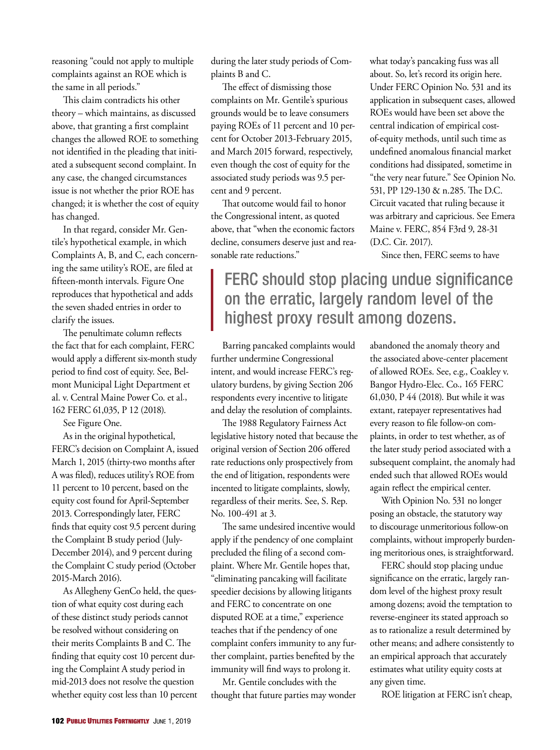reasoning "could not apply to multiple complaints against an ROE which is the same in all periods."

This claim contradicts his other theory – which maintains, as discussed above, that granting a first complaint changes the allowed ROE to something not identified in the pleading that initiated a subsequent second complaint. In any case, the changed circumstances issue is not whether the prior ROE has changed; it is whether the cost of equity has changed.

In that regard, consider Mr. Gentile's hypothetical example, in which Complaints A, B, and C, each concerning the same utility's ROE, are filed at fifteen-month intervals. Figure One reproduces that hypothetical and adds the seven shaded entries in order to clarify the issues.

The penultimate column reflects the fact that for each complaint, FERC would apply a different six-month study period to find cost of equity. See, Belmont Municipal Light Department et al. v. Central Maine Power Co. et al., 162 FERC 61,035, P 12 (2018).

See Figure One.

As in the original hypothetical, FERC's decision on Complaint A, issued March 1, 2015 (thirty-two months after A was filed), reduces utility's ROE from 11 percent to 10 percent, based on the equity cost found for April-September 2013. Correspondingly later, FERC finds that equity cost 9.5 percent during the Complaint B study period (July-December 2014), and 9 percent during the Complaint C study period (October 2015-March 2016).

As Allegheny GenCo held, the question of what equity cost during each of these distinct study periods cannot be resolved without considering on their merits Complaints B and C. The finding that equity cost 10 percent during the Complaint A study period in mid-2013 does not resolve the question whether equity cost less than 10 percent during the later study periods of Complaints B and C.

The effect of dismissing those complaints on Mr. Gentile's spurious grounds would be to leave consumers paying ROEs of 11 percent and 10 percent for October 2013-February 2015, and March 2015 forward, respectively, even though the cost of equity for the associated study periods was 9.5 percent and 9 percent.

That outcome would fail to honor the Congressional intent, as quoted above, that "when the economic factors decline, consumers deserve just and reasonable rate reductions."

Barring pancaked complaints would further undermine Congressional intent, and would increase FERC's regulatory burdens, by giving Section 206 respondents every incentive to litigate and delay the resolution of complaints.

The 1988 Regulatory Fairness Act legislative history noted that because the original version of Section 206 offered rate reductions only prospectively from the end of litigation, respondents were incented to litigate complaints, slowly, regardless of their merits. See, S. Rep. No. 100-491 at 3.

The same undesired incentive would apply if the pendency of one complaint precluded the filing of a second complaint. Where Mr. Gentile hopes that, "eliminating pancaking will facilitate speedier decisions by allowing litigants and FERC to concentrate on one disputed ROE at a time," experience teaches that if the pendency of one complaint confers immunity to any further complaint, parties benefited by the immunity will find ways to prolong it.

Mr. Gentile concludes with the thought that future parties may wonder what today's pancaking fuss was all about. So, let's record its origin here. Under FERC Opinion No. 531 and its application in subsequent cases, allowed ROEs would have been set above the central indication of empirical cost-of-equity methods, until such time as undefined anomalous financial market conditions had dissipated, sometime in "the very near future." See Opinion No. 531, PP 129-130 & n.285. The D.C. Circuit vacated that ruling because it was arbitrary and capricious. See Emera Maine v. FERC, 854 F3rd 9, 28-31 (D.C. Cir. 2017).

Since then, FERC seems to have abandoned the anomaly theory and the associated above-center placement of allowed ROEs. See, e.g., Coakley v. Bangor Hydro-Elec. Co., 165 FERC 61,030, P 44 (2018). But while it was extant, ratepayer representatives had every reason to file follow-on complaints, in order to test whether, as of the later study period associated with a subsequent complaint, the anomaly had ended such that allowed ROEs would again reflect the empirical center.

> FERC should stop placing undue significance on the erratic, largely random level of the highest proxy result among dozens.

With Opinion No. 531 no longer posing an obstacle, the statutory way to discourage unmeritorious follow-on complaints, without improperly burdening meritorious ones, is straightforward.

FERC should stop placing undue significance on the erratic, largely random level of the highest proxy result among dozens; avoid the temptation to reverse-engineer its stated approach so as to rationalize a result determined by other means; and adhere consistently to an empirical approach that accurately estimates what utility equity costs at any given time.

ROE litigation at FERC isn't cheap,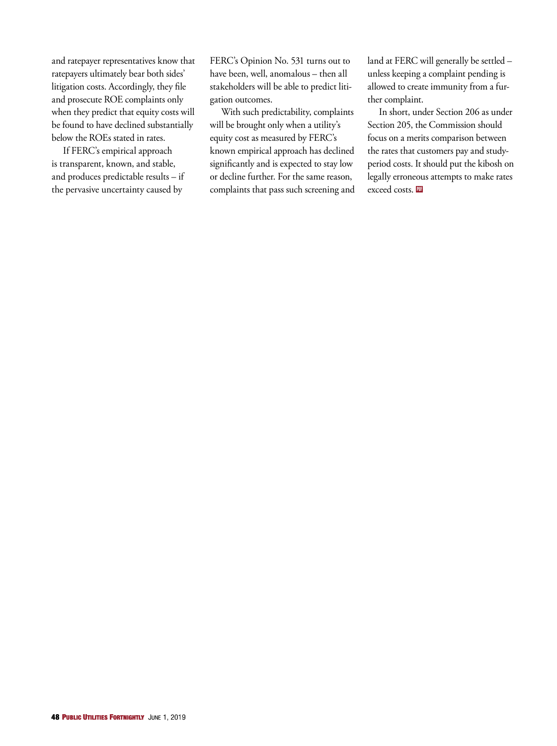and ratepayer representatives know that ratepayers ultimately bear both sides' litigation costs. Accordingly, they file and prosecute ROE complaints only when they predict that equity costs will be found to have declined substantially below the ROEs stated in rates.

If FERC's empirical approach is transparent, known, and stable, and produces predictable results – if the pervasive uncertainty caused by FERC's Opinion No. 531 turns out to have been, well, anomalous – then all stakeholders will be able to predict litigation outcomes.

With such predictability, complaints will be brought only when a utility's equity cost as measured by FERC's known empirical approach has declined significantly and is expected to stay low or decline further. For the same reason, complaints that pass such screening and land at FERC will generally be settled – unless keeping a complaint pending is allowed to create immunity from a further complaint.

In short, under Section 206 as under Section 205, the Commission should focus on a merits comparison between the rates that customers pay and study-period costs. It should put the kibosh on legally erroneous attempts to make rates exceed costs.